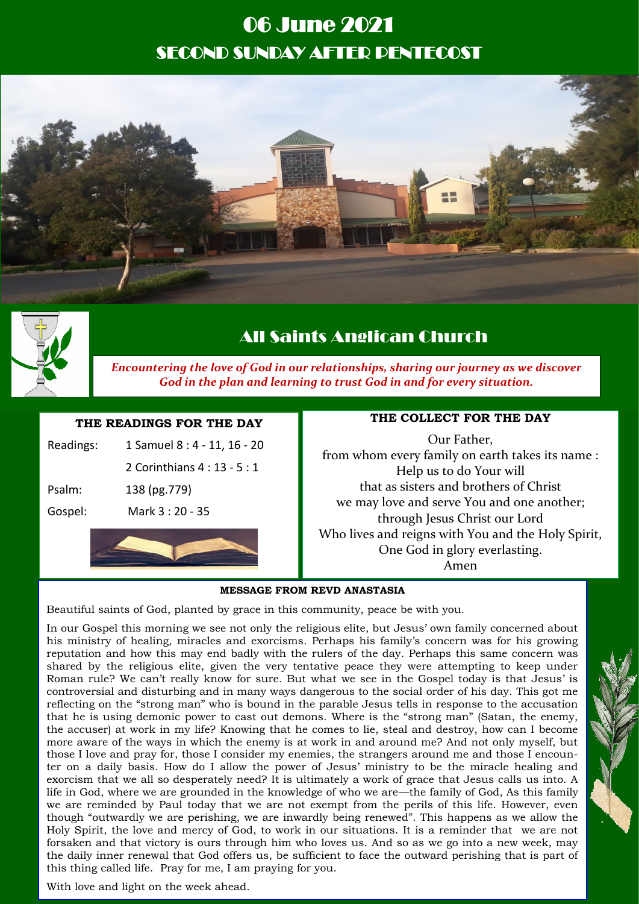# 06 June 2021

## SECOND SUNDAY AFTER PENTECOST

## All Saints Anglican Church

***Encountering the love of God in our relationships, sharing our journey as we discover God in the plan and learning to trust God in and for every situation.***

### THE READINGS FOR THE DAY

| | |
|---|---|
| Readings: | 1 Samuel 8 : 4 - 11, 16 - 20 |
| | 2 Corinthians 4 : 13 - 5 : 1 |
| Psalm: | 138 (pg.779) |
| Gospel: | Mark 3 : 20 - 35 |

### THE COLLECT FOR THE DAY

Our Father,
from whom every family on earth takes its name :
Help us to do Your will
that as sisters and brothers of Christ
we may love and serve You and one another;
through Jesus Christ our Lord
Who lives and reigns with You and the Holy Spirit,
One God in glory everlasting.
Amen

### MESSAGE FROM REVD ANASTASIA

Beautiful saints of God, planted by grace in this community, peace be with you.

In our Gospel this morning we see not only the religious elite, but Jesus' own family concerned about his ministry of healing, miracles and exorcisms. Perhaps his family's concern was for his growing reputation and how this may end badly with the rulers of the day. Perhaps this same concern was shared by the religious elite, given the very tentative peace they were attempting to keep under Roman rule? We can't really know for sure. But what we see in the Gospel today is that Jesus' is controversial and disturbing and in many ways dangerous to the social order of his day. This got me reflecting on the "strong man" who is bound in the parable Jesus tells in response to the accusation that he is using demonic power to cast out demons. Where is the "strong man" (Satan, the enemy, the accuser) at work in my life? Knowing that he comes to lie, steal and destroy, how can I become more aware of the ways in which the enemy is at work in and around me? And not only myself, but those I love and pray for, those I consider my enemies, the strangers around me and those I encounter on a daily basis. How do I allow the power of Jesus' ministry to be the miracle healing and exorcism that we all so desperately need? It is ultimately a work of grace that Jesus calls us into. A life in God, where we are grounded in the knowledge of who we are—the family of God, As this family we are reminded by Paul today that we are not exempt from the perils of this life. However, even though "outwardly we are perishing, we are inwardly being renewed". This happens as we allow the Holy Spirit, the love and mercy of God, to work in our situations. It is a reminder that we are not forsaken and that victory is ours through him who loves us. And so as we go into a new week, may the daily inner renewal that God offers us, be sufficient to face the outward perishing that is part of this thing called life. Pray for me, I am praying for you.

With love and light on the week ahead.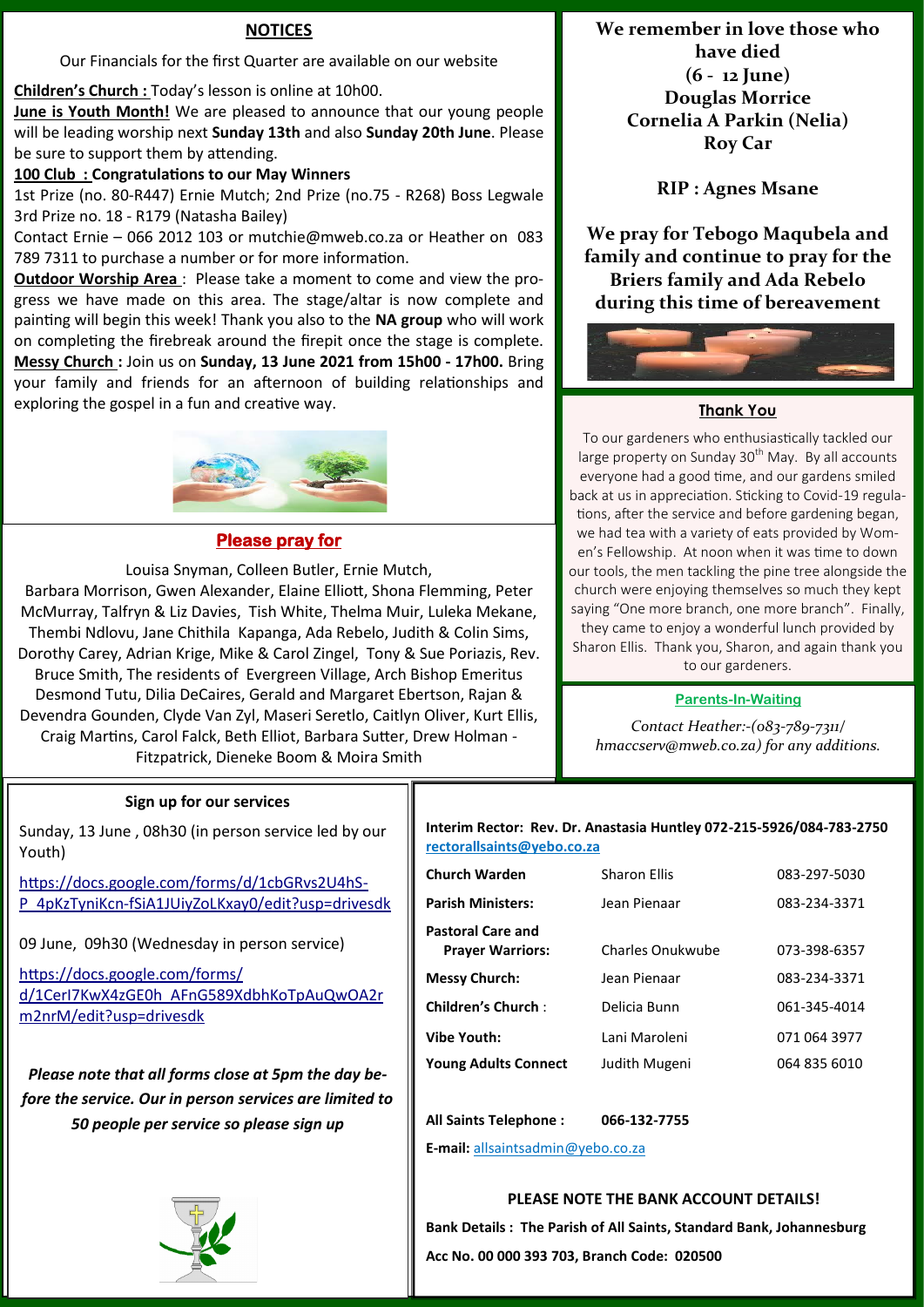## NOTICES

Our Financials for the first Quarter are available on our website

**Children's Church :** Today's lesson is online at 10h00.

**June is Youth Month!** We are pleased to announce that our young people will be leading worship next **Sunday 13th** and also **Sunday 20th June**. Please be sure to support them by attending.

**100 Club : Congratulations to our May Winners**

1st Prize (no. 80-R447) Ernie Mutch; 2nd Prize (no.75 - R268) Boss Legwale 3rd Prize no. 18 - R179 (Natasha Bailey)

Contact Ernie – 066 2012 103 or mutchie@mweb.co.za or Heather on 083 789 7311 to purchase a number or for more information.

**Outdoor Worship Area** : Please take a moment to come and view the progress we have made on this area. The stage/altar is now complete and painting will begin this week! Thank you also to the **NA group** who will work on completing the firebreak around the firepit once the stage is complete.

**Messy Church :** Join us on **Sunday, 13 June 2021 from 15h00 - 17h00.** Bring your family and friends for an afternoon of building relationships and exploring the gospel in a fun and creative way.

## Please pray for

Louisa Snyman, Colleen Butler, Ernie Mutch, Barbara Morrison, Gwen Alexander, Elaine Elliott, Shona Flemming, Peter McMurray, Talfryn & Liz Davies, Tish White, Thelma Muir, Luleka Mekane, Thembi Ndlovu, Jane Chithila Kapanga, Ada Rebelo, Judith & Colin Sims, Dorothy Carey, Adrian Krige, Mike & Carol Zingel, Tony & Sue Poriazis, Rev. Bruce Smith, The residents of Evergreen Village, Arch Bishop Emeritus Desmond Tutu, Dilia DeCaires, Gerald and Margaret Ebertson, Rajan & Devendra Gounden, Clyde Van Zyl, Maseri Seretlo, Caitlyn Oliver, Kurt Ellis, Craig Martins, Carol Falck, Beth Elliot, Barbara Sutter, Drew Holman - Fitzpatrick, Dieneke Boom & Moira Smith

**We remember in love those who have died (6 - 12 June)**

**Douglas Morrice**
**Cornelia A Parkin (Nelia)**
**Roy Car**

**RIP : Agnes Msane**

**We pray for Tebogo Maqubela and family and continue to pray for the Briers family and Ada Rebelo during this time of bereavement**

## Thank You

To our gardeners who enthusiastically tackled our large property on Sunday 30th May. By all accounts everyone had a good time, and our gardens smiled back at us in appreciation. Sticking to Covid-19 regulations, after the service and before gardening began, we had tea with a variety of eats provided by Women's Fellowship. At noon when it was time to down our tools, the men tackling the pine tree alongside the church were enjoying themselves so much they kept saying "One more branch, one more branch". Finally, they came to enjoy a wonderful lunch provided by Sharon Ellis. Thank you, Sharon, and again thank you to our gardeners.

### Parents-In-Waiting

*Contact Heather:-(083-789-7311/ hmaccserv@mweb.co.za) for any additions.*

### Sign up for our services

Sunday, 13 June , 08h30 (in person service led by our Youth)

https://docs.google.com/forms/d/1cbGRvs2U4hS-P_4pKzTyniKcn-fSiA1JUiyZoLKxay0/edit?usp=drivesdk

09 June, 09h30 (Wednesday in person service)

https://docs.google.com/forms/d/1CerI7KwX4zGE0h_AFnG589XdbhKoTpAuQwOA2rm2nrM/edit?usp=drivesdk

***Please note that all forms close at 5pm the day before the service. Our in person services are limited to 50 people per service so please sign up***

**Interim Rector: Rev. Dr. Anastasia Huntley 072-215-5926/084-783-2750**
rectorallsaints@yebo.co.za

| | | |
|---|---|---|
| **Church Warden** | Sharon Ellis | 083-297-5030 |
| **Parish Ministers:** | Jean Pienaar | 083-234-3371 |
| **Pastoral Care and Prayer Warriors:** | Charles Onukwube | 073-398-6357 |
| **Messy Church:** | Jean Pienaar | 083-234-3371 |
| **Children's Church** : | Delicia Bunn | 061-345-4014 |
| **Vibe Youth:** | Lani Maroleni | 071 064 3977 |
| **Young Adults Connect** | Judith Mugeni | 064 835 6010 |

**All Saints Telephone : 066-132-7755**

**E-mail:** allsaintsadmin@yebo.co.za

**PLEASE NOTE THE BANK ACCOUNT DETAILS!**

**Bank Details : The Parish of All Saints, Standard Bank, Johannesburg**

**Acc No. 00 000 393 703, Branch Code: 020500**